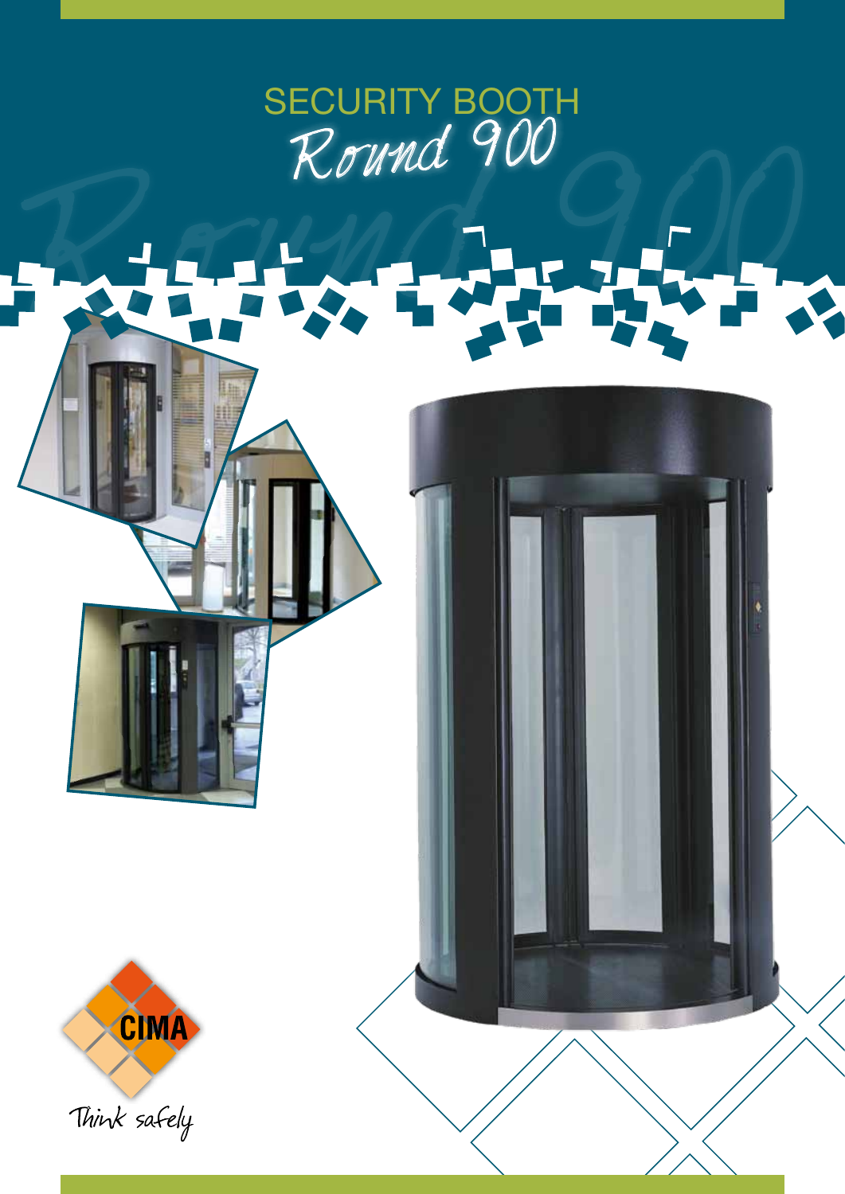# SECURITY BOOTH
## *Round 900*

CIMA

*Think safely*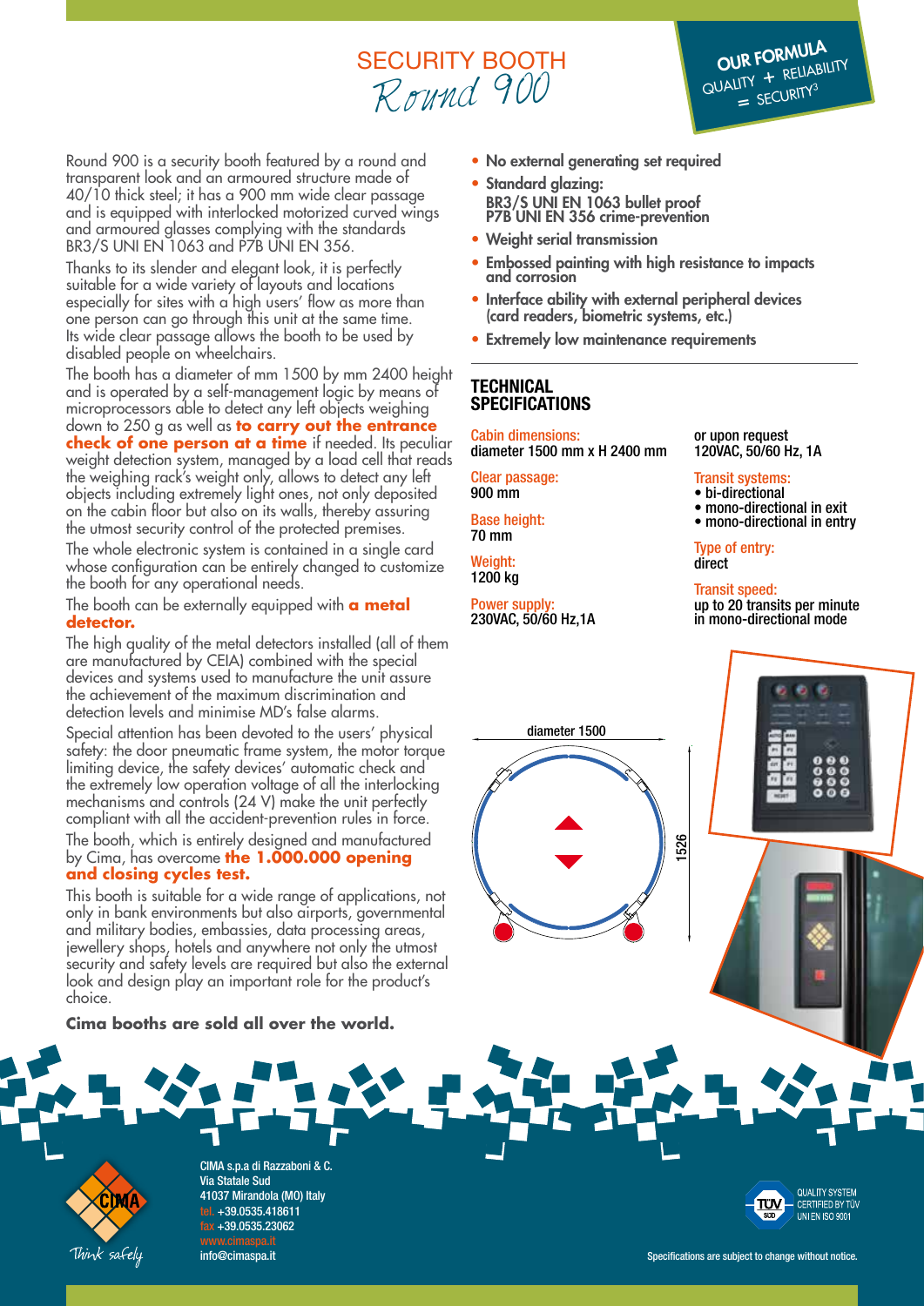# SECURITY BOOTH
## *Round 900*

**OUR FORMULA**
QUALITY + RELIABILITY = SECURITY[3]

Round 900 is a security booth featured by a round and transparent look and an armoured structure made of 40/10 thick steel; it has a 900 mm wide clear passage and is equipped with interlocked motorized curved wings and armoured glasses complying with the standards BR3/S UNI EN 1063 and P7B UNI EN 356.

Thanks to its slender and elegant look, it is perfectly suitable for a wide variety of layouts and locations especially for sites with a high users' flow as more than one person can go through this unit at the same time. Its wide clear passage allows the booth to be used by disabled people on wheelchairs.

The booth has a diameter of mm 1500 by mm 2400 height and is operated by a self-management logic by means of microprocessors able to detect any left objects weighing down to 250 g as well as **to carry out the entrance check of one person at a time** if needed. Its peculiar weight detection system, managed by a load cell that reads the weighing rack's weight only, allows to detect any left objects including extremely light ones, not only deposited on the cabin floor but also on its walls, thereby assuring the utmost security control of the protected premises.

The whole electronic system is contained in a single card whose configuration can be entirely changed to customize the booth for any operational needs.

The booth can be externally equipped with **a metal detector.**

The high quality of the metal detectors installed (all of them are manufactured by CEIA) combined with the special devices and systems used to manufacture the unit assure the achievement of the maximum discrimination and detection levels and minimise MD's false alarms.

Special attention has been devoted to the users' physical safety: the door pneumatic frame system, the motor torque limiting device, the safety devices' automatic check and the extremely low operation voltage of all the interlocking mechanisms and controls (24 V) make the unit perfectly compliant with all the accident-prevention rules in force.

The booth, which is entirely designed and manufactured by Cima, has overcome **the 1.000.000 opening and closing cycles test.**

This booth is suitable for a wide range of applications, not only in bank environments but also airports, governmental and military bodies, embassies, data processing areas, jewellery shops, hotels and anywhere not only the utmost security and safety levels are required but also the external look and design play an important role for the product's choice.

**Cima booths are sold all over the world.**

- **No external generating set required**
- **Standard glazing:**
  **BR3/S UNI EN 1063 bullet proof**
  **P7B UNI EN 356 crime-prevention**
- **Weight serial transmission**
- **Embossed painting with high resistance to impacts and corrosion**
- **Interface ability with external peripheral devices (card readers, biometric systems, etc.)**
- **Extremely low maintenance requirements**

## TECHNICAL SPECIFICATIONS

**Cabin dimensions:**
diameter 1500 mm x H 2400 mm

**Clear passage:**
900 mm

**Base height:**
70 mm

**Weight:**
1200 kg

**Power supply:**
230VAC, 50/60 Hz,1A
or upon request
120VAC, 50/60 Hz, 1A

**Transit systems:**
- bi-directional
- mono-directional in exit
- mono-directional in entry

**Type of entry:**
direct

**Transit speed:**
up to 20 transits per minute in mono-directional mode

diameter 1500

1526

CIMA s.p.a di Razzaboni & C.
Via Statale Sud
41037 Mirandola (MO) Italy
tel. +39.0535.418611
fax +39.0535.23062
www.cimaspa.it
info@cimaspa.it

Think safely

QUALITY SYSTEM CERTIFIED BY TÜV UNI EN ISO 9001

Specifications are subject to change without notice.